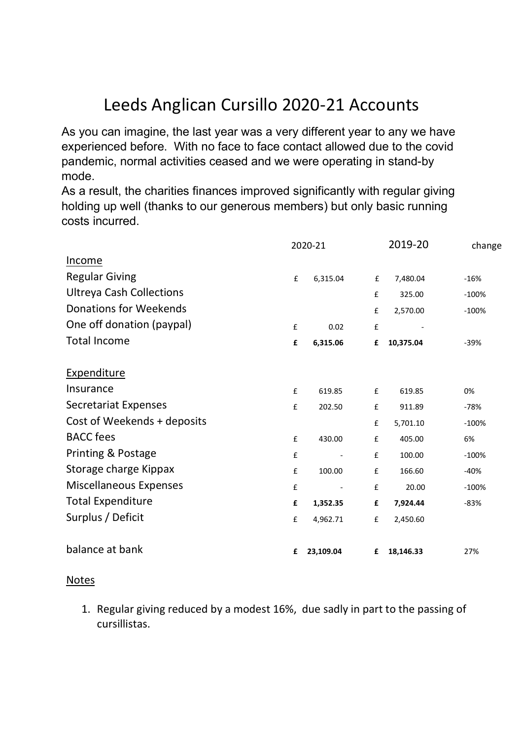# Leeds Anglican Cursillo 2020-21 Accounts

As you can imagine, the last year was a very different year to any we have experienced before. With no face to face contact allowed due to the covid pandemic, normal activities ceased and we were operating in stand-by mode.

As a result, the charities finances improved significantly with regular giving holding up well (thanks to our generous members) but only basic running costs incurred.

| | 2020-21 | 2019-20 | change |
|---|---|---|---|
| <u>Income</u> | | | |
| Regular Giving | £ 6,315.04 | £ 7,480.04 | -16% |
| Ultreya Cash Collections | | £ 325.00 | -100% |
| Donations for Weekends | | £ 2,570.00 | -100% |
| One off donation (paypal) | £ 0.02 | £ - | |
| Total Income | **£ 6,315.06** | **£ 10,375.04** | -39% |
| | | | |
| <u>Expenditure</u> | | | |
| Insurance | £ 619.85 | £ 619.85 | 0% |
| Secretariat Expenses | £ 202.50 | £ 911.89 | -78% |
| Cost of Weekends + deposits | | £ 5,701.10 | -100% |
| BACC fees | £ 430.00 | £ 405.00 | 6% |
| Printing & Postage | £ - | £ 100.00 | -100% |
| Storage charge Kippax | £ 100.00 | £ 166.60 | -40% |
| Miscellaneous Expenses | £ - | £ 20.00 | -100% |
| Total Expenditure | **£ 1,352.35** | **£ 7,924.44** | -83% |
| Surplus / Deficit | £ 4,962.71 | £ 2,450.60 | |
| | | | |
| balance at bank | **£ 23,109.04** | **£ 18,146.33** | 27% |

<u>Notes</u>

1. Regular giving reduced by a modest 16%, due sadly in part to the passing of cursillistas.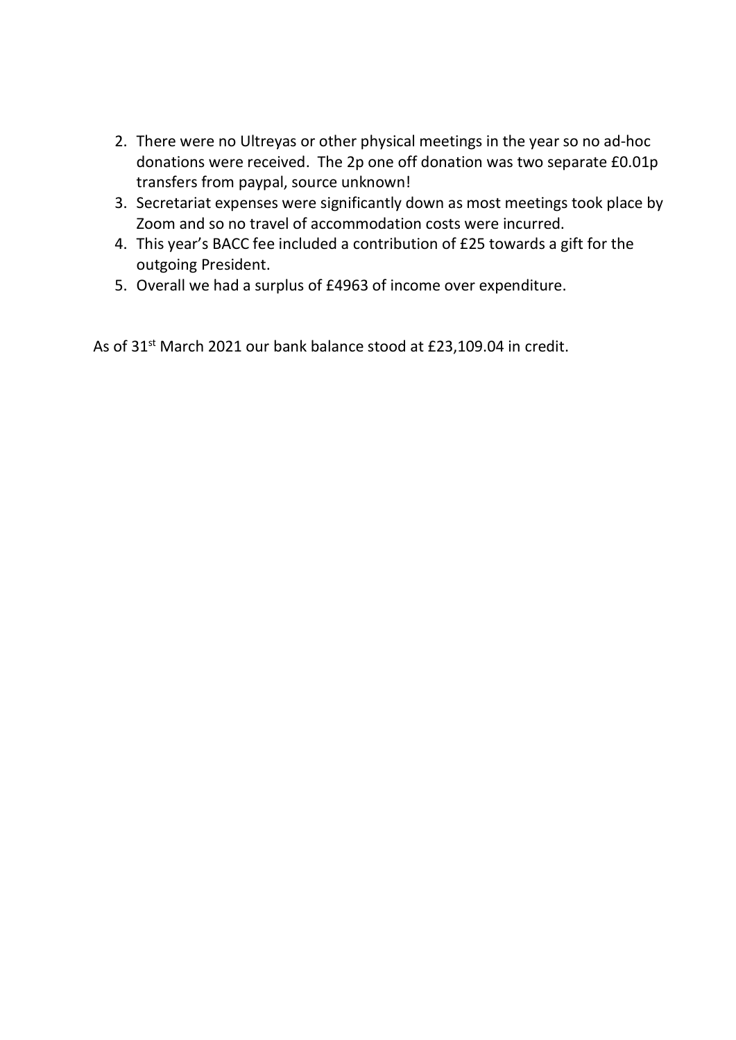2. There were no Ultreyas or other physical meetings in the year so no ad-hoc donations were received.  The 2p one off donation was two separate £0.01p transfers from paypal, source unknown!
3. Secretariat expenses were significantly down as most meetings took place by Zoom and so no travel of accommodation costs were incurred.
4. This year's BACC fee included a contribution of £25 towards a gift for the outgoing President.
5. Overall we had a surplus of £4963 of income over expenditure.

As of 31st March 2021 our bank balance stood at £23,109.04 in credit.